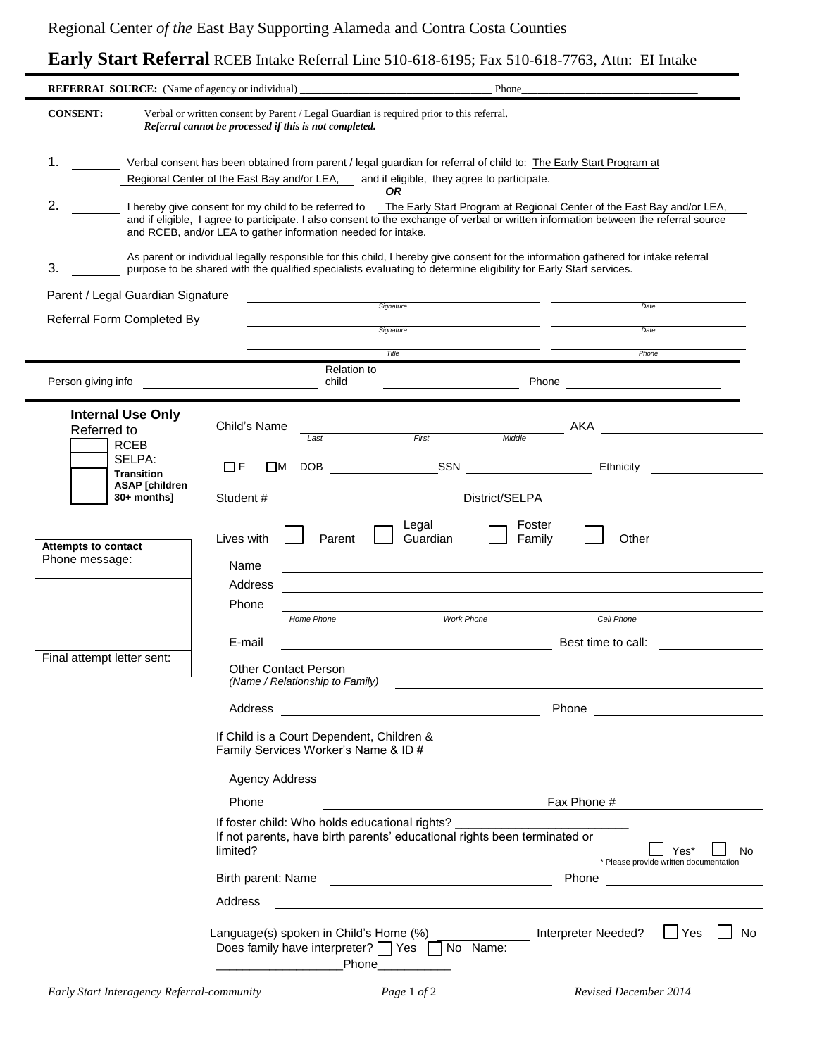Regional Center *of the* East Bay Supporting Alameda and Contra Costa Counties

# Early Start Referral RCEB Intake Referral Line 510-618-6195; Fax 510-618-7763, Attn: EI Intake

**REFERRAL SOURCE:** (Name of agency or individual) ______________________ Phone ______________________

**CONSENT:** Verbal or written consent by Parent / Legal Guardian is required prior to this referral. ***Referral cannot be processed if this is not completed.***

1. ______ Verbal consent has been obtained from parent / legal guardian for referral of child to: The Early Start Program at Regional Center of the East Bay and/or LEA, and if eligible, they agree to participate.

***OR***

2. ______ I hereby give consent for my child to be referred to The Early Start Program at Regional Center of the East Bay and/or LEA, and if eligible, I agree to participate. I also consent to the exchange of verbal or written information between the referral source and RCEB, and/or LEA to gather information needed for intake.

3. ______ As parent or individual legally responsible for this child, I hereby give consent for the information gathered for intake referral purpose to be shared with the qualified specialists evaluating to determine eligibility for Early Start services.

Parent / Legal Guardian Signature ______________________ (*Signature*) ______________ (*Date*)

Referral Form Completed By ______________________ (*Signature*) ______________ (*Date*)

______________________ (*Title*) ______________ (*Phone*)

Person giving info ______________ Relation to child ______________ Phone ______________

**Internal Use Only**

Referred to
- ☐ RCEB
- ☐ SELPA: **Transition ASAP [children 30+ months]**

| **Attempts to contact** |
|---|
| Phone message: |
| |
| |
| |
| Final attempt letter sent: |

Child's Name ______________ (*Last*) ______________ (*First*) ______________ (*Middle*) AKA ______________

☐ F ☐ M DOB ______________ SSN ______________ Ethnicity ______________

Student # ______________ District/SELPA ______________

Lives with ☐ Parent ☐ Legal Guardian ☐ Foster Family ☐ Other ______________

Name ______________

Address ______________

Phone ______________ (*Home Phone*) ______________ (*Work Phone*) ______________ (*Cell Phone*)

E-mail ______________ Best time to call: ______________

Other Contact Person *(Name / Relationship to Family)* ______________

Address ______________ Phone ______________

If Child is a Court Dependent, Children & Family Services Worker's Name & ID # ______________

Agency Address ______________

Phone ______________ Fax Phone # ______________

If foster child: Who holds educational rights? ______________

If not parents, have birth parents' educational rights been terminated or limited? ☐ Yes* ☐ No

\* Please provide written documentation

Birth parent: Name ______________ Phone ______________

Address ______________

Language(s) spoken in Child's Home (%) ______________ Interpreter Needed? ☐ Yes ☐ No

Does family have interpreter? ☐ Yes ☐ No Name: ______________ Phone ______________

*Early Start Interagency Referral-community* *Revised December 2014*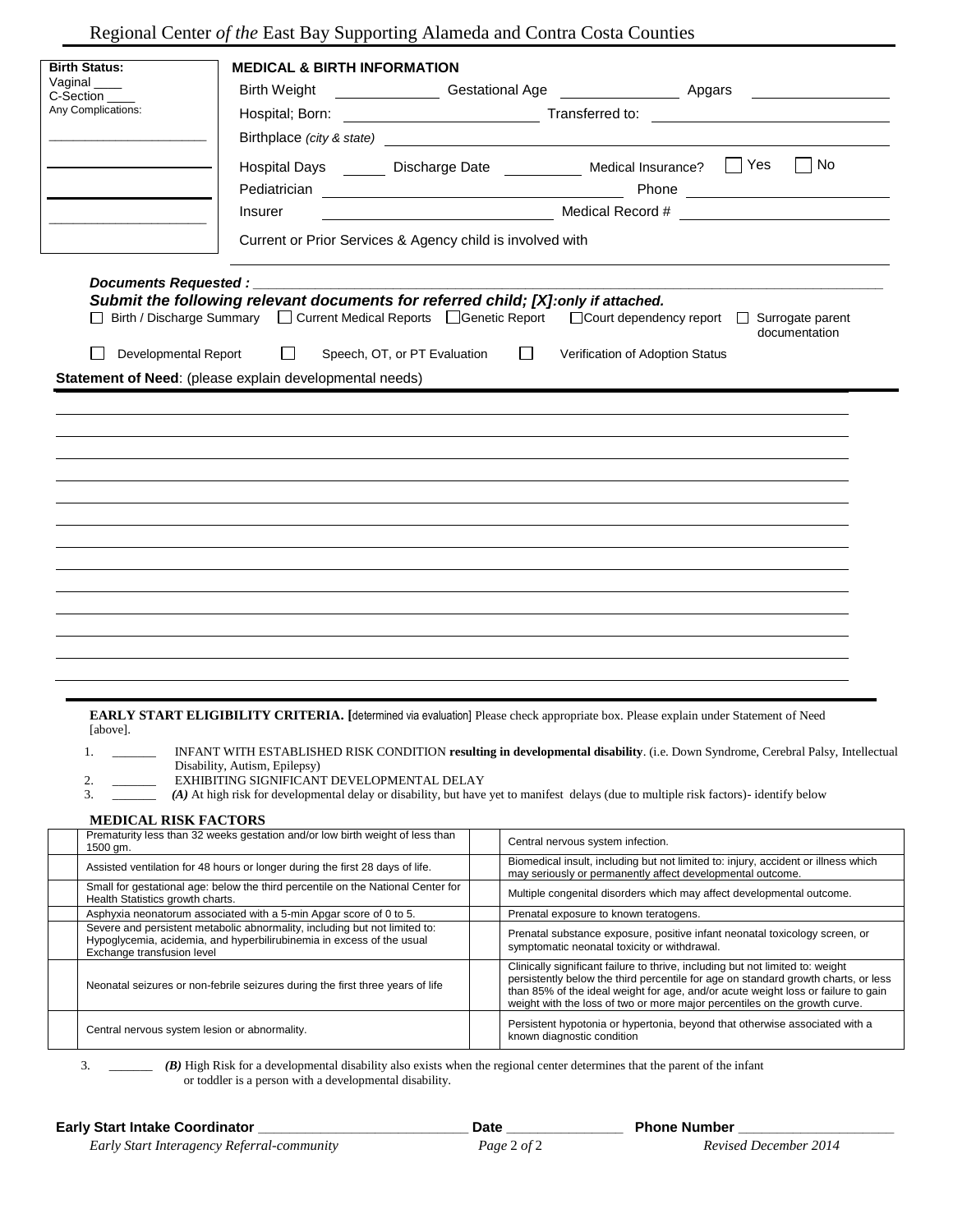Regional Center *of the* East Bay Supporting Alameda and Contra Costa Counties

**Birth Status:**
Vaginal ____
C-Section ____
Any Complications:

______________________

______________________

______________________

______________________

**MEDICAL & BIRTH INFORMATION**

Birth Weight ____________ Gestational Age ______________ Apgars ______________

Hospital; Born: ______________________ Transferred to: ______________________

Birthplace *(city & state)* ____________________________________________

Hospital Days _____ Discharge Date _________ Medical Insurance? ☐ Yes ☐ No

Pediatrician ______________________________ Phone ______________________

Insurer ______________________________ Medical Record # ______________________

Current or Prior Services & Agency child is involved with

______________________________________________________________________

***Documents Requested :*** ______________________________________________

***Submit the following relevant documents for referred child; [X]:only if attached.***

☐ Birth / Discharge Summary ☐ Current Medical Reports ☐ Genetic Report ☐ Court dependency report ☐ Surrogate parent documentation

☐ Developmental Report ☐ Speech, OT, or PT Evaluation ☐ Verification of Adoption Status

**Statement of Need**: (please explain developmental needs)

______________________________________________________________________

______________________________________________________________________

______________________________________________________________________

______________________________________________________________________

______________________________________________________________________

______________________________________________________________________

______________________________________________________________________

______________________________________________________________________

______________________________________________________________________

______________________________________________________________________

______________________________________________________________________

______________________________________________________________________

**EARLY START ELIGIBILITY CRITERIA. [**determined via evaluation] Please check appropriate box. Please explain under Statement of Need [above].

1. _______ INFANT WITH ESTABLISHED RISK CONDITION **resulting in developmental disability**. (i.e. Down Syndrome, Cerebral Palsy, Intellectual Disability, Autism, Epilepsy)
2. _______ EXHIBITING SIGNIFICANT DEVELOPMENTAL DELAY
3. _______ ***(A)*** At high risk for developmental delay or disability, but have yet to manifest delays (due to multiple risk factors)- identify below

**MEDICAL RISK FACTORS**

| | | | |
|---|---|---|---|
| | Prematurity less than 32 weeks gestation and/or low birth weight of less than 1500 gm. | | Central nervous system infection. |
| | Assisted ventilation for 48 hours or longer during the first 28 days of life. | | Biomedical insult, including but not limited to: injury, accident or illness which may seriously or permanently affect developmental outcome. |
| | Small for gestational age: below the third percentile on the National Center for Health Statistics growth charts. | | Multiple congenital disorders which may affect developmental outcome. |
| | Asphyxia neonatorum associated with a 5-min Apgar score of 0 to 5. | | Prenatal exposure to known teratogens. |
| | Severe and persistent metabolic abnormality, including but not limited to: Hypoglycemia, acidemia, and hyperbilirubinemia in excess of the usual Exchange transfusion level | | Prenatal substance exposure, positive infant neonatal toxicology screen, or symptomatic neonatal toxicity or withdrawal. |
| | Neonatal seizures or non-febrile seizures during the first three years of life | | Clinically significant failure to thrive, including but not limited to: weight persistently below the third percentile for age on standard growth charts, or less than 85% of the ideal weight for age, and/or acute weight loss or failure to gain weight with the loss of two or more major percentiles on the growth curve. |
| | Central nervous system lesion or abnormality. | | Persistent hypotonia or hypertonia, beyond that otherwise associated with a known diagnostic condition |

3. _______ ***(B)*** High Risk for a developmental disability also exists when the regional center determines that the parent of the infant or toddler is a person with a developmental disability.

**Early Start Intake Coordinator** ____________________________ **Date** _______________ **Phone Number** ____________________

*Early Start Interagency Referral-community* *Revised December 2014*